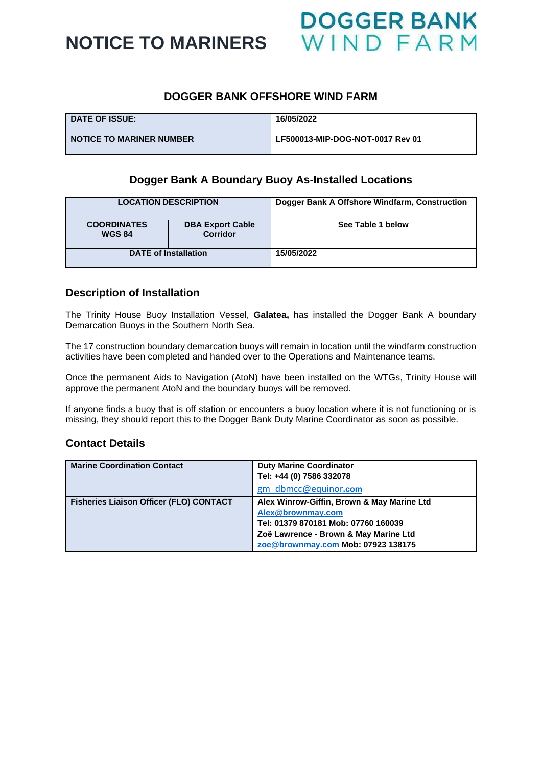# NOTICE TO MARINERS

DOGGER BANK WIND FARM

## DOGGER BANK OFFSHORE WIND FARM

| DATE OF ISSUE: | 16/05/2022 |
|---|---|
| NOTICE TO MARINER NUMBER | LF500013-MIP-DOG-NOT-0017 Rev 01 |

## Dogger Bank A Boundary Buoy As-Installed Locations

| LOCATION DESCRIPTION | | Dogger Bank A Offshore Windfarm, Construction |
|---|---|---|
| COORDINATES WGS 84 | DBA Export Cable Corridor | See Table 1 below |
| DATE of Installation | | 15/05/2022 |

## Description of Installation

The Trinity House Buoy Installation Vessel, **Galatea,** has installed the Dogger Bank A boundary Demarcation Buoys in the Southern North Sea.

The 17 construction boundary demarcation buoys will remain in location until the windfarm construction activities have been completed and handed over to the Operations and Maintenance teams.

Once the permanent Aids to Navigation (AtoN) have been installed on the WTGs, Trinity House will approve the permanent AtoN and the boundary buoys will be removed.

If anyone finds a buoy that is off station or encounters a buoy location where it is not functioning or is missing, they should report this to the Dogger Bank Duty Marine Coordinator as soon as possible.

## Contact Details

| Marine Coordination Contact | Duty Marine Coordinator<br>Tel: +44 (0) 7586 332078<br>gm_dbmcc@equinor.com |
|---|---|
| Fisheries Liaison Officer (FLO) CONTACT | Alex Winrow-Giffin, Brown & May Marine Ltd<br>Alex@brownmay.com<br>Tel: 01379 870181 Mob: 07760 160039<br>Zoë Lawrence - Brown & May Marine Ltd<br>zoe@brownmay.com Mob: 07923 138175 |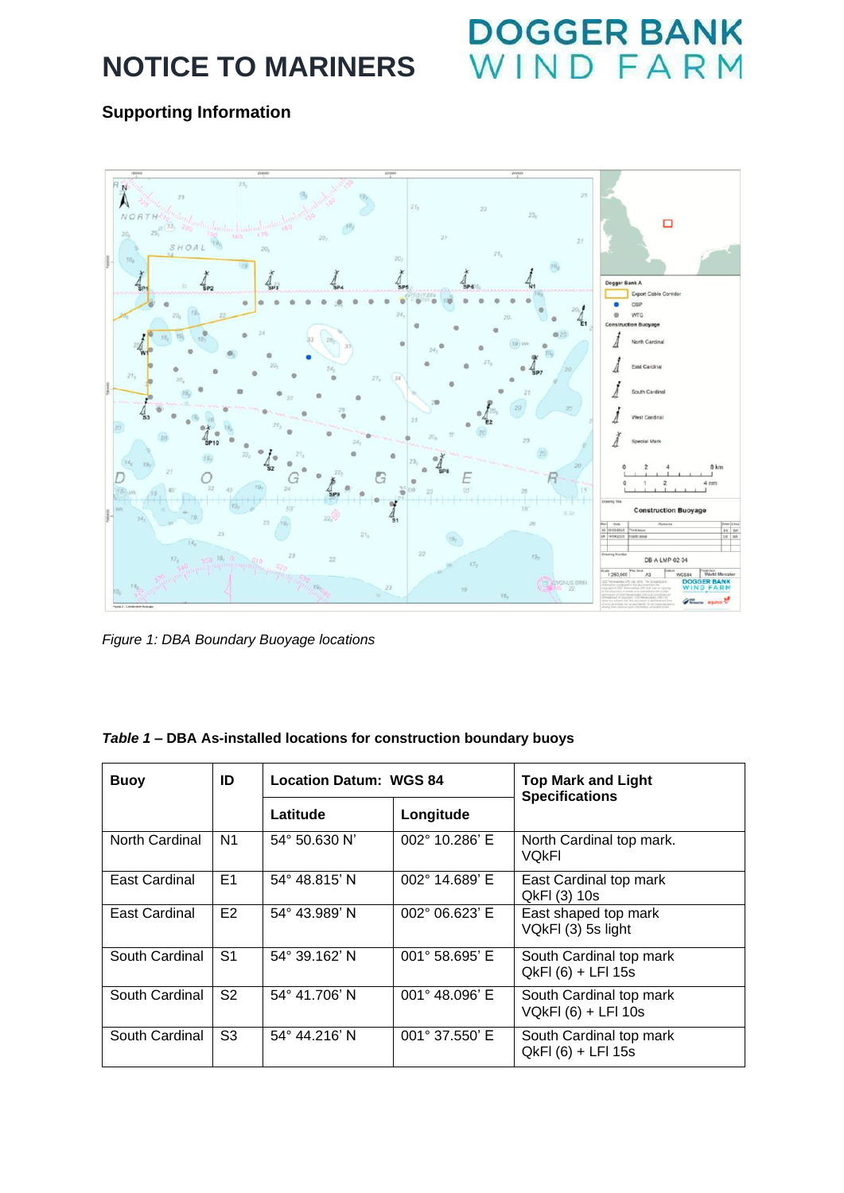# NOTICE TO MARINERS

## Supporting Information

*Figure 1: DBA Boundary Buoyage locations*

***Table 1* – DBA As-installed locations for construction boundary buoys**

| Buoy | ID | Location Datum: WGS 84 | | Top Mark and Light Specifications |
|---|---|---|---|---|
| | | Latitude | Longitude | |
| North Cardinal | N1 | 54° 50.630 N' | 002° 10.286' E | North Cardinal top mark. VQkFl |
| East Cardinal | E1 | 54° 48.815' N | 002° 14.689' E | East Cardinal top mark QkFl (3) 10s |
| East Cardinal | E2 | 54° 43.989' N | 002° 06.623' E | East shaped top mark VQkFl (3) 5s light |
| South Cardinal | S1 | 54° 39.162' N | 001° 58.695' E | South Cardinal top mark QkFl (6) + LFl 15s |
| South Cardinal | S2 | 54° 41.706' N | 001° 48.096' E | South Cardinal top mark VQkFl (6) + LFl 10s |
| South Cardinal | S3 | 54° 44.216' N | 001° 37.550' E | South Cardinal top mark QkFl (6) + LFl 15s |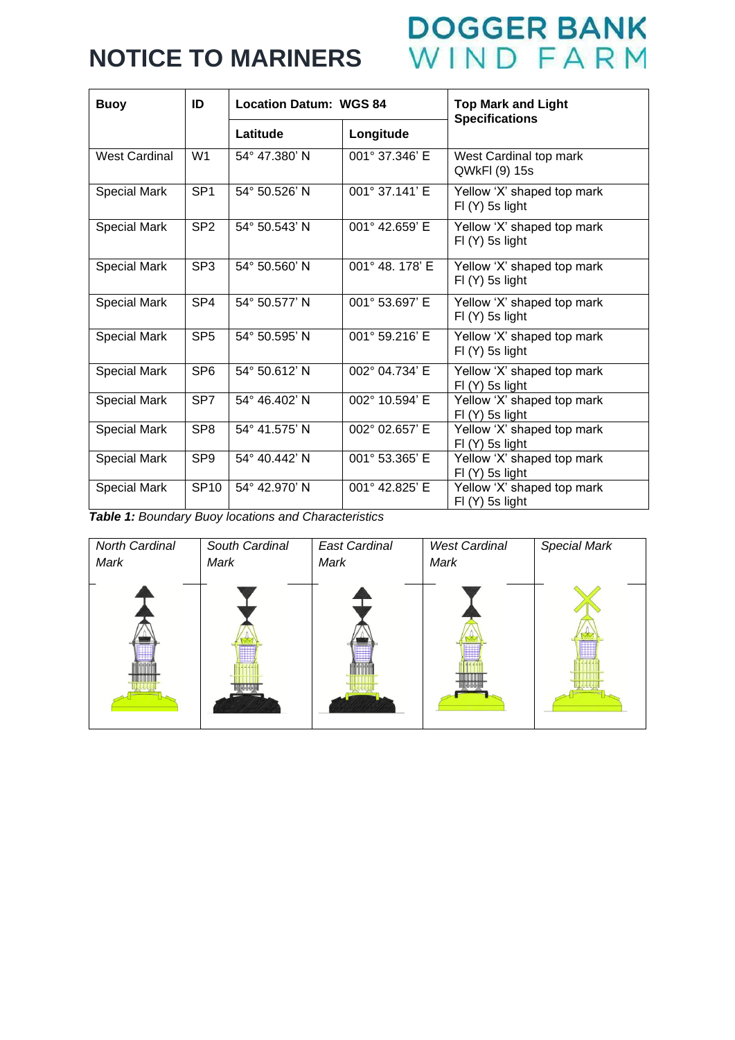# NOTICE TO MARINERS

| Buoy | ID | Location Datum: WGS 84 | | Top Mark and Light Specifications |
|---|---|---|---|---|
| | | Latitude | Longitude | |
| West Cardinal | W1 | 54° 47.380' N | 001° 37.346' E | West Cardinal top mark QWkFl (9) 15s |
| Special Mark | SP1 | 54° 50.526' N | 001° 37.141' E | Yellow 'X' shaped top mark Fl (Y) 5s light |
| Special Mark | SP2 | 54° 50.543' N | 001° 42.659' E | Yellow 'X' shaped top mark Fl (Y) 5s light |
| Special Mark | SP3 | 54° 50.560' N | 001° 48. 178' E | Yellow 'X' shaped top mark Fl (Y) 5s light |
| Special Mark | SP4 | 54° 50.577' N | 001° 53.697' E | Yellow 'X' shaped top mark Fl (Y) 5s light |
| Special Mark | SP5 | 54° 50.595' N | 001° 59.216' E | Yellow 'X' shaped top mark Fl (Y) 5s light |
| Special Mark | SP6 | 54° 50.612' N | 002° 04.734' E | Yellow 'X' shaped top mark Fl (Y) 5s light |
| Special Mark | SP7 | 54° 46.402' N | 002° 10.594' E | Yellow 'X' shaped top mark Fl (Y) 5s light |
| Special Mark | SP8 | 54° 41.575' N | 002° 02.657' E | Yellow 'X' shaped top mark Fl (Y) 5s light |
| Special Mark | SP9 | 54° 40.442' N | 001° 53.365' E | Yellow 'X' shaped top mark Fl (Y) 5s light |
| Special Mark | SP10 | 54° 42.970' N | 001° 42.825' E | Yellow 'X' shaped top mark Fl (Y) 5s light |

***Table 1:*** *Boundary Buoy locations and Characteristics*

| *North Cardinal Mark* | *South Cardinal Mark* | *East Cardinal Mark* | *West Cardinal Mark* | *Special Mark* |
|---|---|---|---|---|
| | | | | |